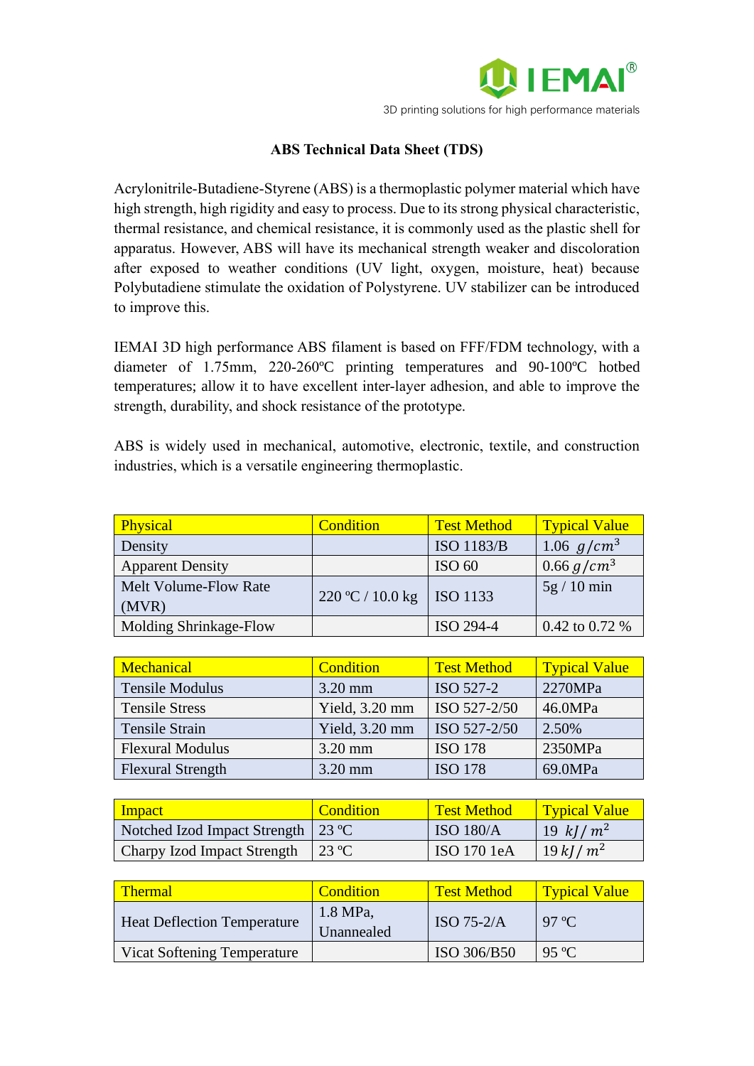IEMAI®

3D printing solutions for high performance materials

# ABS Technical Data Sheet (TDS)

Acrylonitrile-Butadiene-Styrene (ABS) is a thermoplastic polymer material which have high strength, high rigidity and easy to process. Due to its strong physical characteristic, thermal resistance, and chemical resistance, it is commonly used as the plastic shell for apparatus. However, ABS will have its mechanical strength weaker and discoloration after exposed to weather conditions (UV light, oxygen, moisture, heat) because Polybutadiene stimulate the oxidation of Polystyrene. UV stabilizer can be introduced to improve this.

IEMAI 3D high performance ABS filament is based on FFF/FDM technology, with a diameter of 1.75mm, 220-260ºC printing temperatures and 90-100ºC hotbed temperatures; allow it to have excellent inter-layer adhesion, and able to improve the strength, durability, and shock resistance of the prototype.

ABS is widely used in mechanical, automotive, electronic, textile, and construction industries, which is a versatile engineering thermoplastic.

| Physical | Condition | Test Method | Typical Value |
| --- | --- | --- | --- |
| Density | | ISO 1183/B | 1.06 $g/cm^3$ |
| Apparent Density | | ISO 60 | 0.66 $g/cm^3$ |
| Melt Volume-Flow Rate (MVR) | 220 ºC / 10.0 kg | ISO 1133 | 5g / 10 min |
| Molding Shrinkage-Flow | | ISO 294-4 | 0.42 to 0.72 % |

| Mechanical | Condition | Test Method | Typical Value |
| --- | --- | --- | --- |
| Tensile Modulus | 3.20 mm | ISO 527-2 | 2270MPa |
| Tensile Stress | Yield, 3.20 mm | ISO 527-2/50 | 46.0MPa |
| Tensile Strain | Yield, 3.20 mm | ISO 527-2/50 | 2.50% |
| Flexural Modulus | 3.20 mm | ISO 178 | 2350MPa |
| Flexural Strength | 3.20 mm | ISO 178 | 69.0MPa |

| Impact | Condition | Test Method | Typical Value |
| --- | --- | --- | --- |
| Notched Izod Impact Strength | 23 ºC | ISO 180/A | 19 $kJ/m^2$ |
| Charpy Izod Impact Strength | 23 ºC | ISO 170 1eA | 19 $kJ/m^2$ |

| Thermal | Condition | Test Method | Typical Value |
| --- | --- | --- | --- |
| Heat Deflection Temperature | 1.8 MPa, Unannealed | ISO 75-2/A | 97 ºC |
| Vicat Softening Temperature | | ISO 306/B50 | 95 ºC |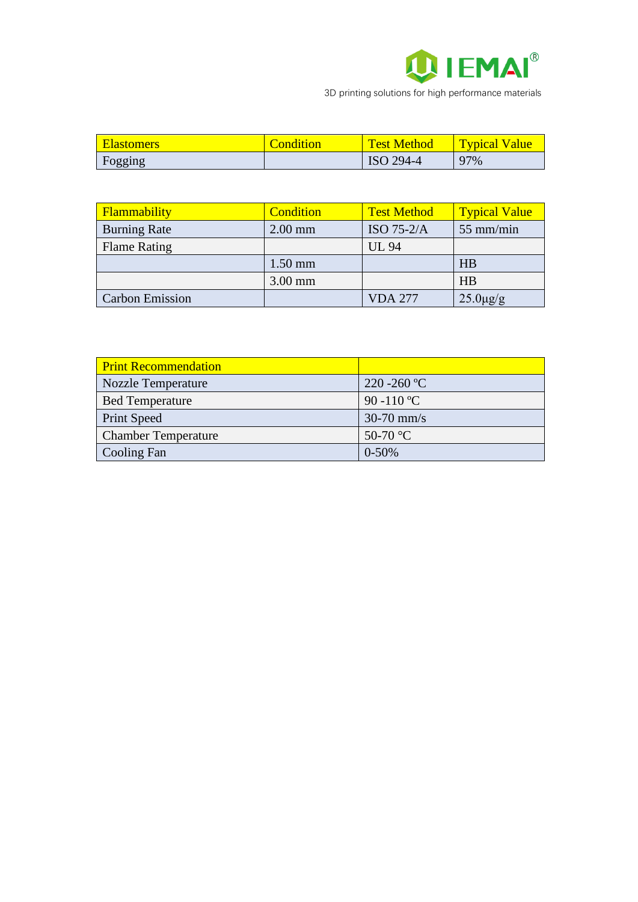| Elastomers | Condition | Test Method | Typical Value |
|---|---|---|---|
| Fogging | | ISO 294-4 | 97% |

| Flammability | Condition | Test Method | Typical Value |
|---|---|---|---|
| Burning Rate | 2.00 mm | ISO 75-2/A | 55 mm/min |
| Flame Rating | | UL 94 | |
| | 1.50 mm | | HB |
| | 3.00 mm | | HB |
| Carbon Emission | | VDA 277 | 25.0μg/g |

| Print Recommendation | |
|---|---|
| Nozzle Temperature | 220 -260 ºC |
| Bed Temperature | 90 -110 ºC |
| Print Speed | 30-70 mm/s |
| Chamber Temperature | 50-70 °C |
| Cooling Fan | 0-50% |